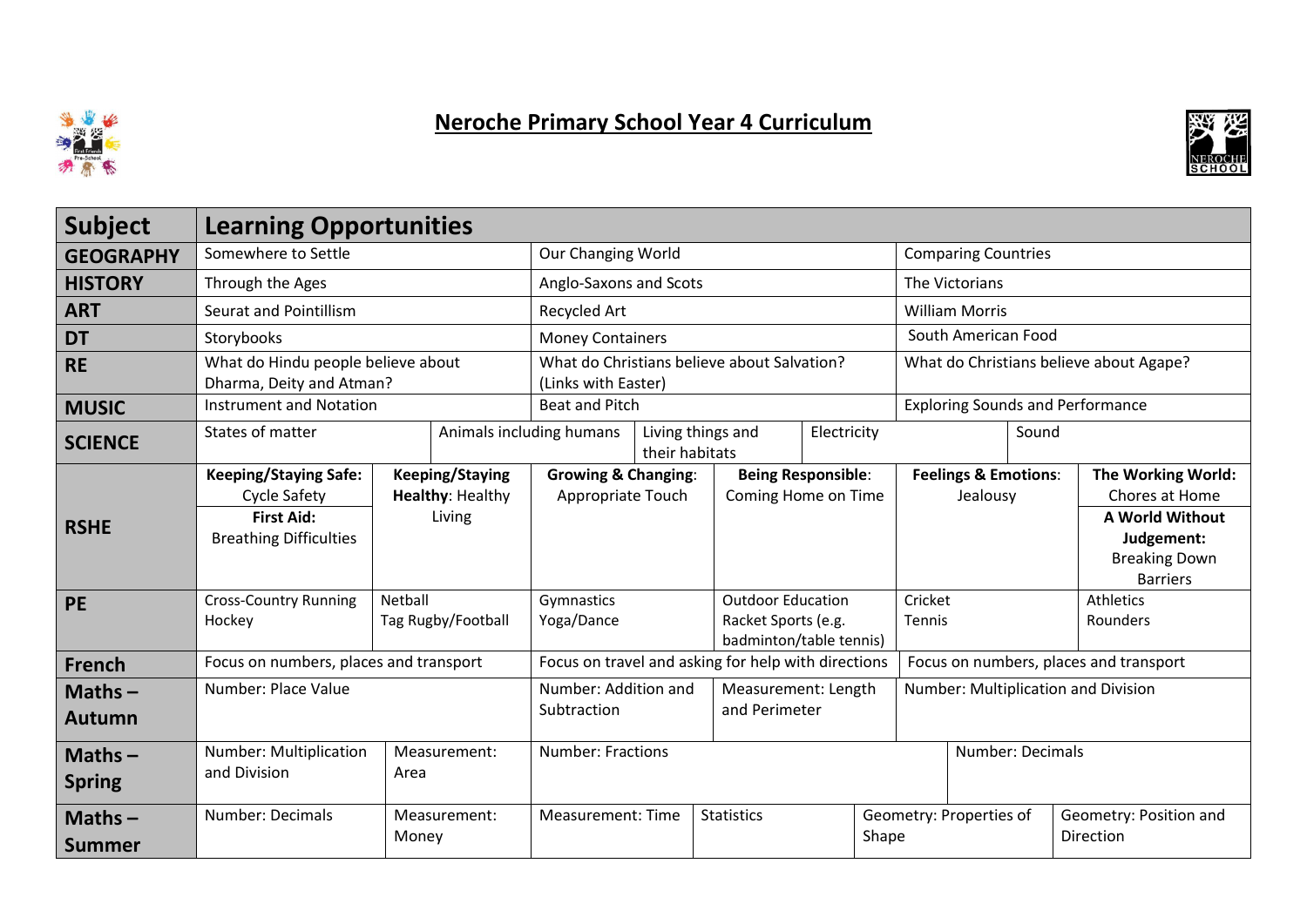# Neroche Primary School Year 4 Curriculum

| Subject | Learning Opportunities | | | | | |
|---|---|---|---|---|---|---|
| **GEOGRAPHY** | Somewhere to Settle | | Our Changing World | | Comparing Countries | |
| **HISTORY** | Through the Ages | | Anglo-Saxons and Scots | | The Victorians | |
| **ART** | Seurat and Pointillism | | Recycled Art | | William Morris | |
| **DT** | Storybooks | | Money Containers | | South American Food | |
| **RE** | What do Hindu people believe about Dharma, Deity and Atman? | | What do Christians believe about Salvation? (Links with Easter) | | What do Christians believe about Agape? | |
| **MUSIC** | Instrument and Notation | | Beat and Pitch | | Exploring Sounds and Performance | |
| **SCIENCE** | States of matter | Animals including humans | Living things and their habitats | Electricity | Sound | |
| **RSHE** | **Keeping/Staying Safe:** Cycle Safety<br>**First Aid:** Breathing Difficulties | **Keeping/Staying Healthy**: Healthy Living | **Growing & Changing**: Appropriate Touch | **Being Responsible**: Coming Home on Time | **Feelings & Emotions**: Jealousy | **The Working World:** Chores at Home<br>**A World Without Judgement:** Breaking Down Barriers |
| **PE** | Cross-Country Running<br>Hockey | Netball<br>Tag Rugby/Football | Gymnastics<br>Yoga/Dance | Outdoor Education<br>Racket Sports (e.g. badminton/table tennis) | Cricket<br>Tennis | Athletics<br>Rounders |
| **French** | Focus on numbers, places and transport | | Focus on travel and asking for help with directions | | Focus on numbers, places and transport | |
| **Maths – Autumn** | Number: Place Value | | Number: Addition and Subtraction | Measurement: Length and Perimeter | Number: Multiplication and Division | |
| **Maths – Spring** | Number: Multiplication and Division | Measurement: Area | Number: Fractions | | Number: Decimals | |
| **Maths – Summer** | Number: Decimals | Measurement: Money | Measurement: Time | Statistics | Geometry: Properties of Shape | Geometry: Position and Direction |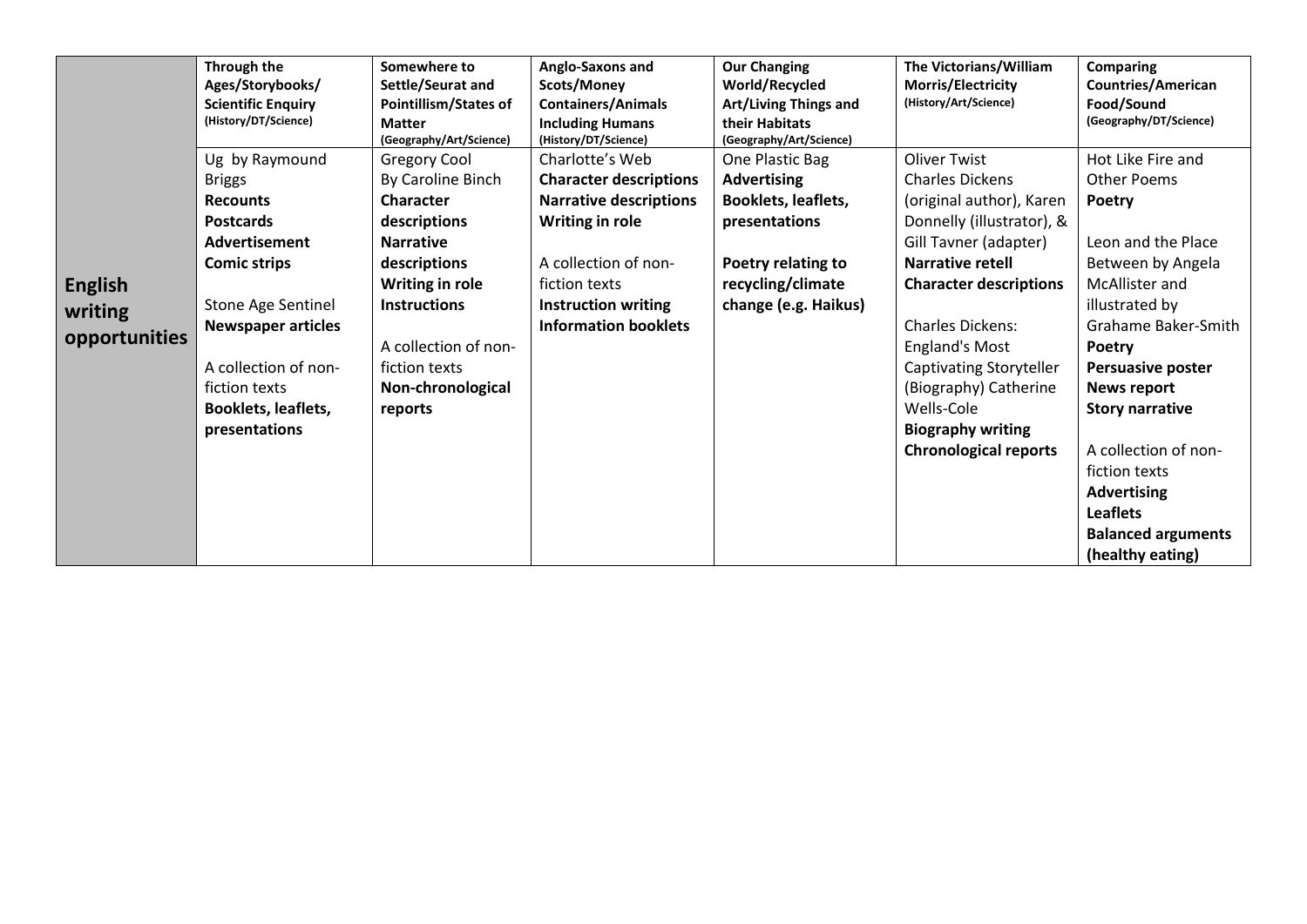| | Through the Ages/Storybooks/ Scientific Enquiry (History/DT/Science) | Somewhere to Settle/Seurat and Pointillism/States of Matter (Geography/Art/Science) | Anglo-Saxons and Scots/Money Containers/Animals Including Humans (History/DT/Science) | Our Changing World/Recycled Art/Living Things and their Habitats (Geography/Art/Science) | The Victorians/William Morris/Electricity (History/Art/Science) | Comparing Countries/American Food/Sound (Geography/DT/Science) |
|---|---|---|---|---|---|---|
| **English writing opportunities** | Ug by Raymound Briggs<br>**Recounts**<br>**Postcards**<br>**Advertisement**<br>**Comic strips**<br><br>Stone Age Sentinel<br>**Newspaper articles**<br><br>A collection of non-fiction texts<br>**Booklets, leaflets, presentations** | Gregory Cool By Caroline Binch<br>**Character descriptions**<br>**Narrative descriptions**<br>**Writing in role**<br>**Instructions**<br><br>A collection of non-fiction texts<br>**Non-chronological reports** | Charlotte's Web<br>**Character descriptions**<br>**Narrative descriptions**<br>**Writing in role**<br><br>A collection of non-fiction texts<br>**Instruction writing**<br>**Information booklets** | One Plastic Bag<br>**Advertising**<br>**Booklets, leaflets, presentations**<br><br>**Poetry relating to recycling/climate change (e.g. Haikus)** | Oliver Twist Charles Dickens (original author), Karen Donnelly (illustrator), & Gill Tavner (adapter)<br>**Narrative retell**<br>**Character descriptions**<br><br>Charles Dickens: England's Most Captivating Storyteller (Biography) Catherine Wells-Cole<br>**Biography writing**<br>**Chronological reports** | Hot Like Fire and Other Poems<br>**Poetry**<br><br>Leon and the Place Between by Angela McAllister and illustrated by Grahame Baker-Smith<br>**Poetry**<br>**Persuasive poster**<br>**News report**<br>**Story narrative**<br><br>A collection of non-fiction texts<br>**Advertising**<br>**Leaflets**<br>**Balanced arguments (healthy eating)** |